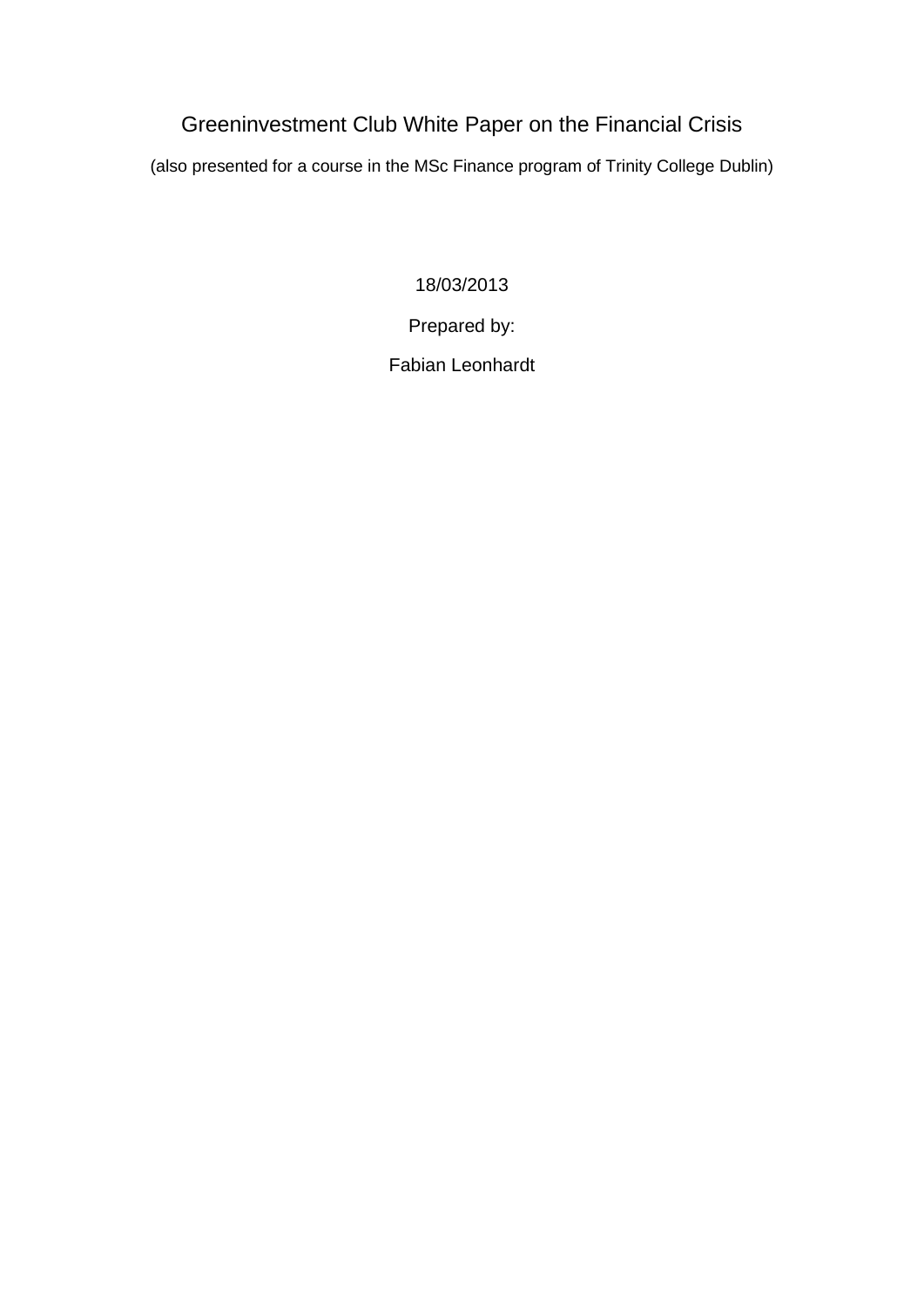# Greeninvestment Club White Paper on the Financial Crisis

(also presented for a course in the MSc Finance program of Trinity College Dublin)

18/03/2013

Prepared by:

Fabian Leonhardt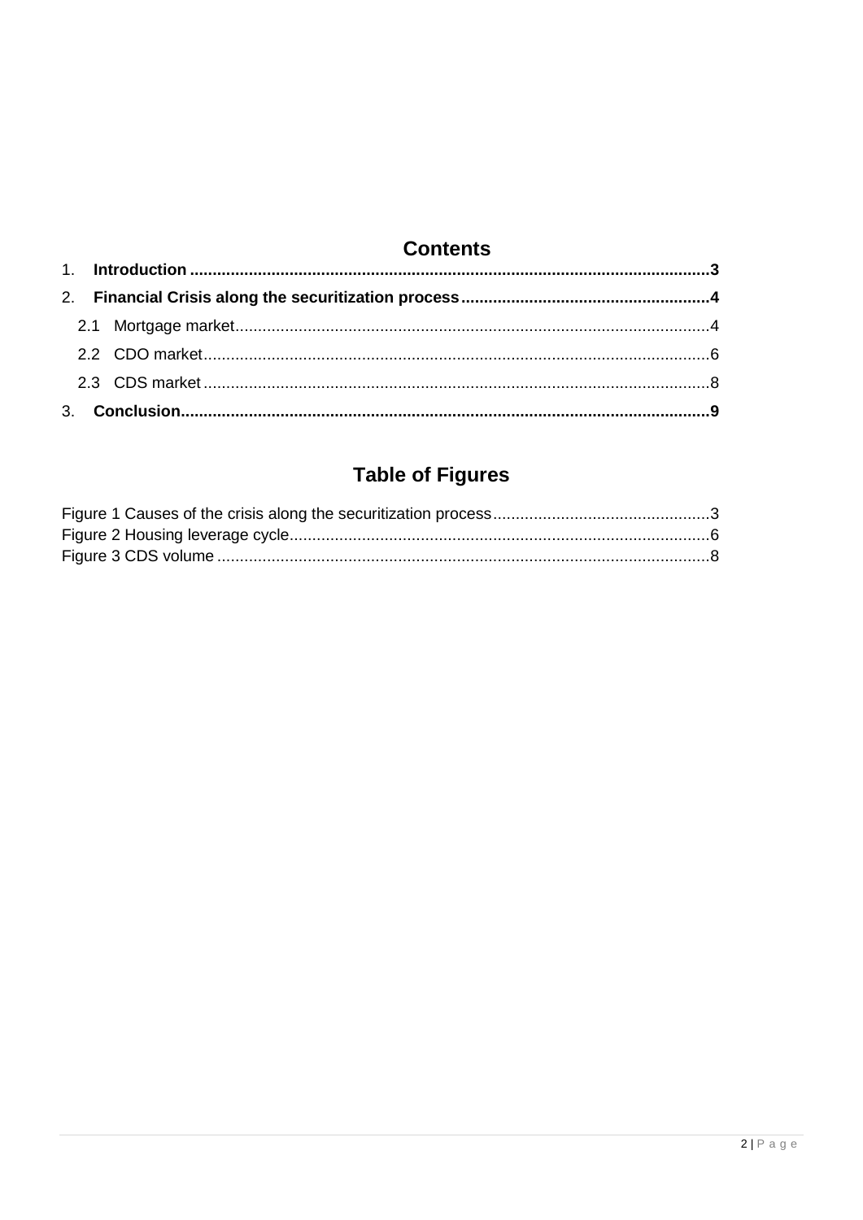# Contents

1. **Introduction** .......... 3
2. **Financial Crisis along the securitization process** .......... 4
   - 2.1 Mortgage market .......... 4
   - 2.2 CDO market .......... 6
   - 2.3 CDS market .......... 8
3. **Conclusion** .......... 9

# Table of Figures

Figure 1 Causes of the crisis along the securitization process .......... 3
Figure 2 Housing leverage cycle .......... 6
Figure 3 CDS volume .......... 8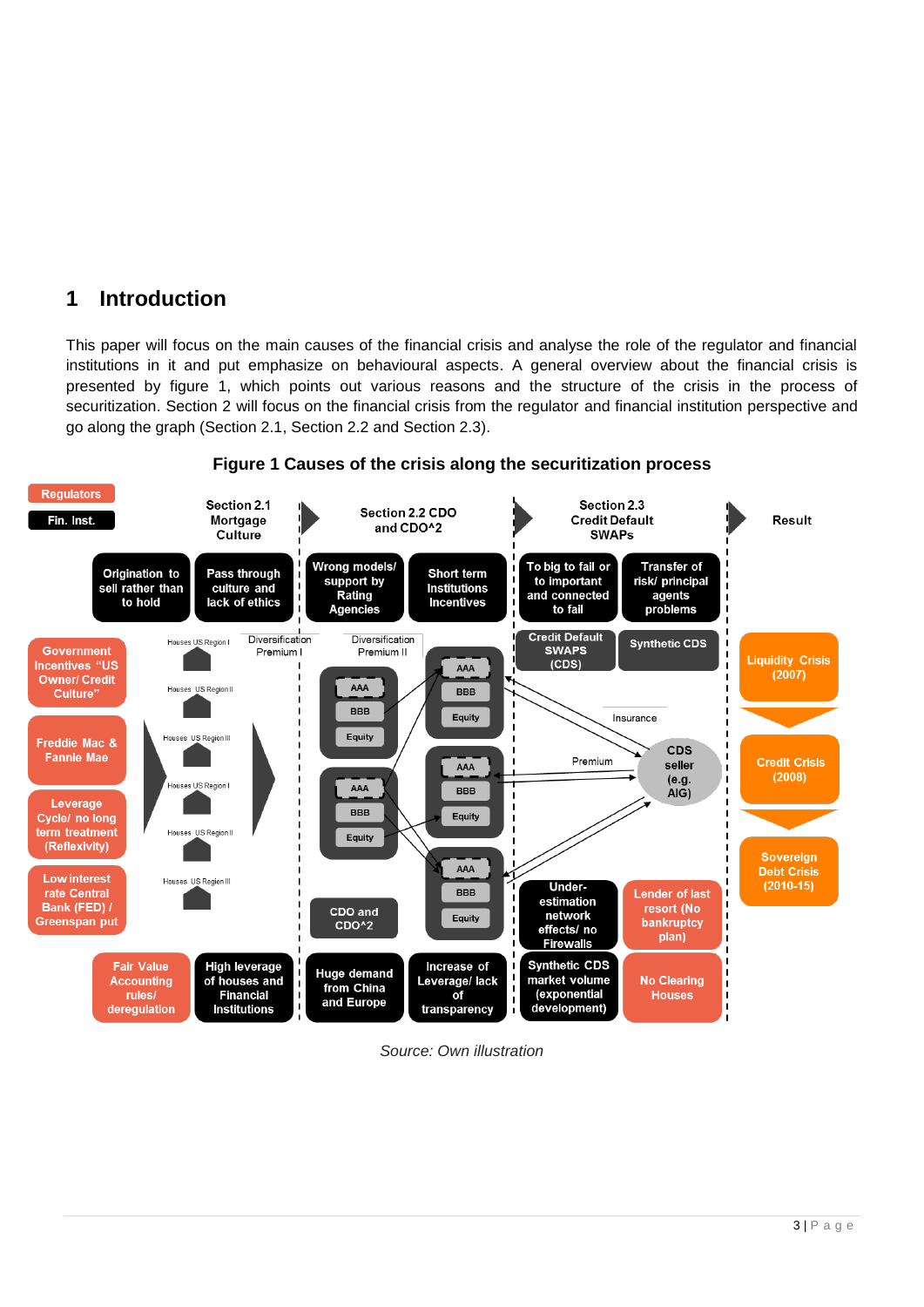# 1 Introduction

This paper will focus on the main causes of the financial crisis and analyse the role of the regulator and financial institutions in it and put emphasize on behavioural aspects. A general overview about the financial crisis is presented by figure 1, which points out various reasons and the structure of the crisis in the process of securitization. Section 2 will focus on the financial crisis from the regulator and financial institution perspective and go along the graph (Section 2.1, Section 2.2 and Section 2.3).

**Figure 1 Causes of the crisis along the securitization process**

Source: Own illustration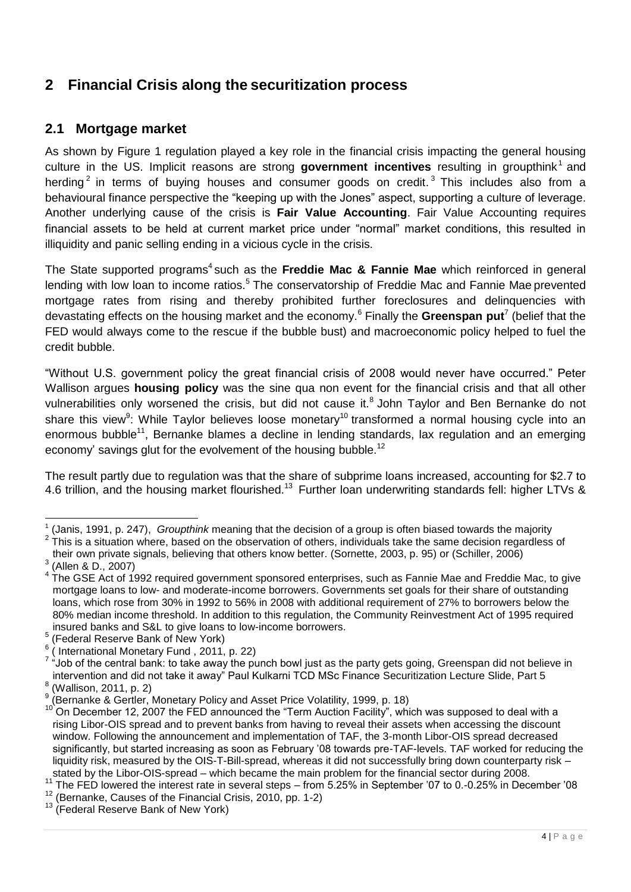# 2 Financial Crisis along the securitization process

## 2.1 Mortgage market

As shown by Figure 1 regulation played a key role in the financial crisis impacting the general housing culture in the US. Implicit reasons are strong **government incentives** resulting in groupthink[1] and herding[2] in terms of buying houses and consumer goods on credit.[3] This includes also from a behavioural finance perspective the "keeping up with the Jones" aspect, supporting a culture of leverage. Another underlying cause of the crisis is **Fair Value Accounting**. Fair Value Accounting requires financial assets to be held at current market price under "normal" market conditions, this resulted in illiquidity and panic selling ending in a vicious cycle in the crisis.

The State supported programs[4] such as the **Freddie Mac & Fannie Mae** which reinforced in general lending with low loan to income ratios.[5] The conservatorship of Freddie Mac and Fannie Mae prevented mortgage rates from rising and thereby prohibited further foreclosures and delinquencies with devastating effects on the housing market and the economy.[6] Finally the **Greenspan put**[7] (belief that the FED would always come to the rescue if the bubble bust) and macroeconomic policy helped to fuel the credit bubble.

"Without U.S. government policy the great financial crisis of 2008 would never have occurred." Peter Wallison argues **housing policy** was the sine qua non event for the financial crisis and that all other vulnerabilities only worsened the crisis, but did not cause it.[8] John Taylor and Ben Bernanke do not share this view[9]: While Taylor believes loose monetary[10] transformed a normal housing cycle into an enormous bubble[11], Bernanke blames a decline in lending standards, lax regulation and an emerging economy' savings glut for the evolvement of the housing bubble.[12]

The result partly due to regulation was that the share of subprime loans increased, accounting for $2.7 to 4.6 trillion, and the housing market flourished.[13] Further loan underwriting standards fell: higher LTVs &

---

[1] (Janis, 1991, p. 247), *Groupthink* meaning that the decision of a group is often biased towards the majority

[2] This is a situation where, based on the observation of others, individuals take the same decision regardless of their own private signals, believing that others know better. (Sornette, 2003, p. 95) or (Schiller, 2006)

[3] (Allen & D., 2007)

[4] The GSE Act of 1992 required government sponsored enterprises, such as Fannie Mae and Freddie Mac, to give mortgage loans to low- and moderate-income borrowers. Governments set goals for their share of outstanding loans, which rose from 30% in 1992 to 56% in 2008 with additional requirement of 27% to borrowers below the 80% median income threshold. In addition to this regulation, the Community Reinvestment Act of 1995 required insured banks and S&L to give loans to low-income borrowers.

[5] (Federal Reserve Bank of New York)

[6] ( International Monetary Fund , 2011, p. 22)

[7] "Job of the central bank: to take away the punch bowl just as the party gets going, Greenspan did not believe in intervention and did not take it away" Paul Kulkarni TCD MSc Finance Securitization Lecture Slide, Part 5

[8] (Wallison, 2011, p. 2)

[9] (Bernanke & Gertler, Monetary Policy and Asset Price Volatility, 1999, p. 18)

[10] On December 12, 2007 the FED announced the "Term Auction Facility", which was supposed to deal with a rising Libor-OIS spread and to prevent banks from having to reveal their assets when accessing the discount window. Following the announcement and implementation of TAF, the 3-month Libor-OIS spread decreased significantly, but started increasing as soon as February '08 towards pre-TAF-levels. TAF worked for reducing the liquidity risk, measured by the OIS-T-Bill-spread, whereas it did not successfully bring down counterparty risk – stated by the Libor-OIS-spread – which became the main problem for the financial sector during 2008.

[11] The FED lowered the interest rate in several steps – from 5.25% in September '07 to 0.-0.25% in December '08

[12] (Bernanke, Causes of the Financial Crisis, 2010, pp. 1-2)

[13] (Federal Reserve Bank of New York)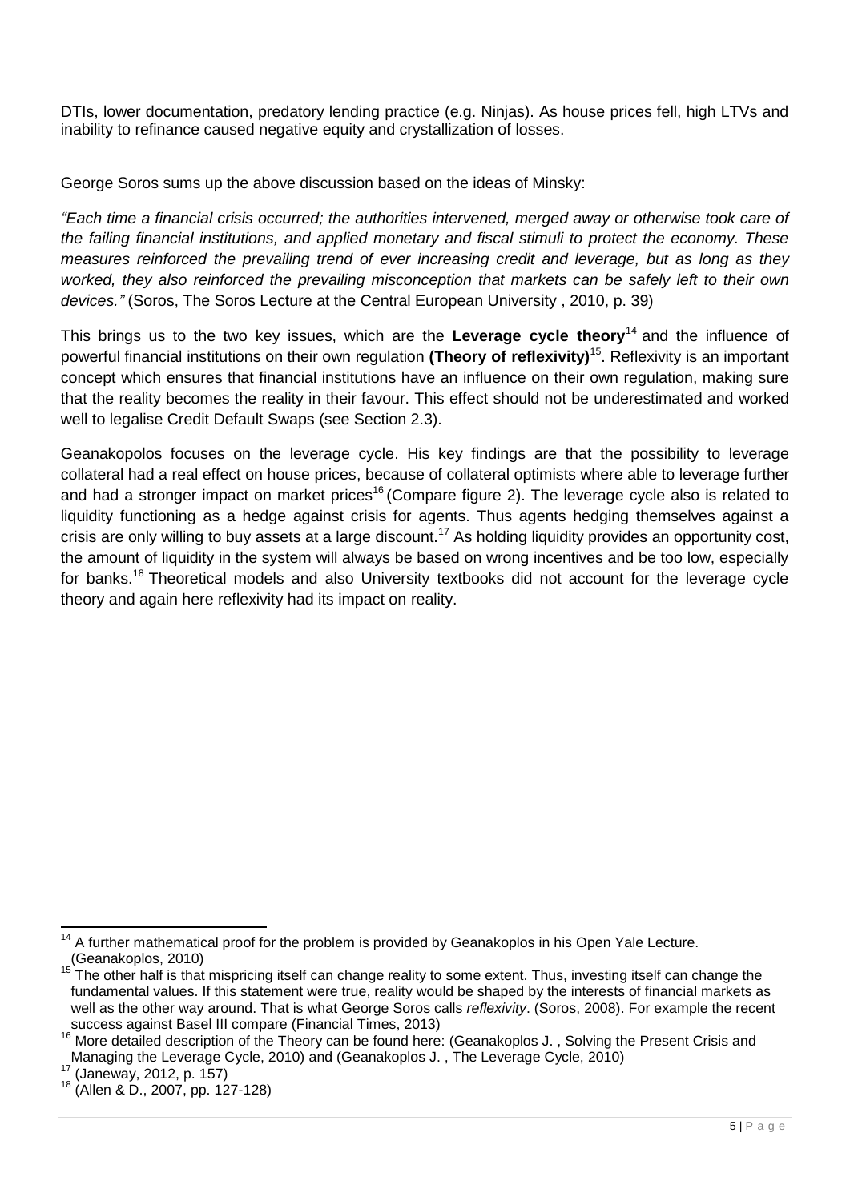DTIs, lower documentation, predatory lending practice (e.g. Ninjas). As house prices fell, high LTVs and inability to refinance caused negative equity and crystallization of losses.

George Soros sums up the above discussion based on the ideas of Minsky:

*"Each time a financial crisis occurred; the authorities intervened, merged away or otherwise took care of the failing financial institutions, and applied monetary and fiscal stimuli to protect the economy. These measures reinforced the prevailing trend of ever increasing credit and leverage, but as long as they worked, they also reinforced the prevailing misconception that markets can be safely left to their own devices."* (Soros, The Soros Lecture at the Central European University , 2010, p. 39)

This brings us to the two key issues, which are the **Leverage cycle theory**[14] and the influence of powerful financial institutions on their own regulation **(Theory of reflexivity)**[15]. Reflexivity is an important concept which ensures that financial institutions have an influence on their own regulation, making sure that the reality becomes the reality in their favour. This effect should not be underestimated and worked well to legalise Credit Default Swaps (see Section 2.3).

Geanakopolos focuses on the leverage cycle. His key findings are that the possibility to leverage collateral had a real effect on house prices, because of collateral optimists where able to leverage further and had a stronger impact on market prices[16] (Compare figure 2). The leverage cycle also is related to liquidity functioning as a hedge against crisis for agents. Thus agents hedging themselves against a crisis are only willing to buy assets at a large discount.[17] As holding liquidity provides an opportunity cost, the amount of liquidity in the system will always be based on wrong incentives and be too low, especially for banks.[18] Theoretical models and also University textbooks did not account for the leverage cycle theory and again here reflexivity had its impact on reality.

---

[14] A further mathematical proof for the problem is provided by Geanakoplos in his Open Yale Lecture. (Geanakoplos, 2010)

[15] The other half is that mispricing itself can change reality to some extent. Thus, investing itself can change the fundamental values. If this statement were true, reality would be shaped by the interests of financial markets as well as the other way around. That is what George Soros calls *reflexivity*. (Soros, 2008). For example the recent success against Basel III compare (Financial Times, 2013)

[16] More detailed description of the Theory can be found here: (Geanakoplos J. , Solving the Present Crisis and Managing the Leverage Cycle, 2010) and (Geanakoplos J. , The Leverage Cycle, 2010)

[17] (Janeway, 2012, p. 157)

[18] (Allen & D., 2007, pp. 127-128)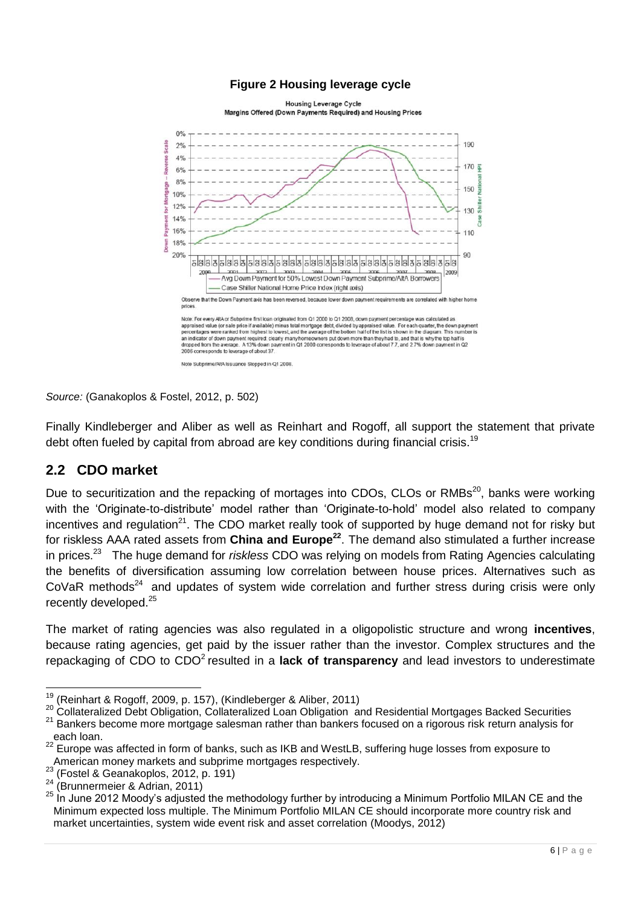**Figure 2 Housing leverage cycle**

Housing Leverage Cycle
Margins Offered (Down Payments Required) and Housing Prices

Observe that the Down Payment axis has been reversed, because lower down payment requirements are correlated with higher home prices.

Note: For every AltA or Subprime first loan originated from Q1 2000 to Q1 2008, down payment percentage was calculated as appraised value (or sale price if available) minus total mortgage debt, divided by appraised value. For each quarter, the down payment percentages were ranked from highest to lowest, and the average of the bottom half of the list is shown in the diagram. This number is an indicator of down payment required: clearly many homeowners put down more than they had to, and that is why the top half is dropped from the average. A 13% down payment in Q1 2000 corresponds to leverage of about 7.7, and 2.7% down payment in Q2 2006 corresponds to leverage of about 37.

Note Subprime/AltA Issuance Stopped in Q1 2008.

*Source:* (Ganakoplos & Fostel, 2012, p. 502)

Finally Kindleberger and Aliber as well as Reinhart and Rogoff, all support the statement that private debt often fueled by capital from abroad are key conditions during financial crisis.[19]

## 2.2 CDO market

Due to securitization and the repacking of mortages into CDOs, CLOs or RMBs[20], banks were working with the 'Originate-to-distribute' model rather than 'Originate-to-hold' model also related to company incentives and regulation[21]. The CDO market really took of supported by huge demand not for risky but for riskless AAA rated assets from **China and Europe[22]**. The demand also stimulated a further increase in prices.[23] The huge demand for *riskless* CDO was relying on models from Rating Agencies calculating the benefits of diversification assuming low correlation between house prices. Alternatives such as CoVaR methods[24] and updates of system wide correlation and further stress during crisis were only recently developed.[25]

The market of rating agencies was also regulated in a oligopolistic structure and wrong **incentives**, because rating agencies, get paid by the issuer rather than the investor. Complex structures and the repackaging of CDO to $CDO^2$ resulted in a **lack of transparency** and lead investors to underestimate

---

[19] (Reinhart & Rogoff, 2009, p. 157), (Kindleberger & Aliber, 2011)

[20] Collateralized Debt Obligation, Collateralized Loan Obligation and Residential Mortgages Backed Securities

[21] Bankers become more mortgage salesman rather than bankers focused on a rigorous risk return analysis for each loan.

[22] Europe was affected in form of banks, such as IKB and WestLB, suffering huge losses from exposure to American money markets and subprime mortgages respectively.

[23] (Fostel & Geanakoplos, 2012, p. 191)

[24] (Brunnermeier & Adrian, 2011)

[25] In June 2012 Moody's adjusted the methodology further by introducing a Minimum Portfolio MILAN CE and the Minimum expected loss multiple. The Minimum Portfolio MILAN CE should incorporate more country risk and market uncertainties, system wide event risk and asset correlation (Moodys, 2012)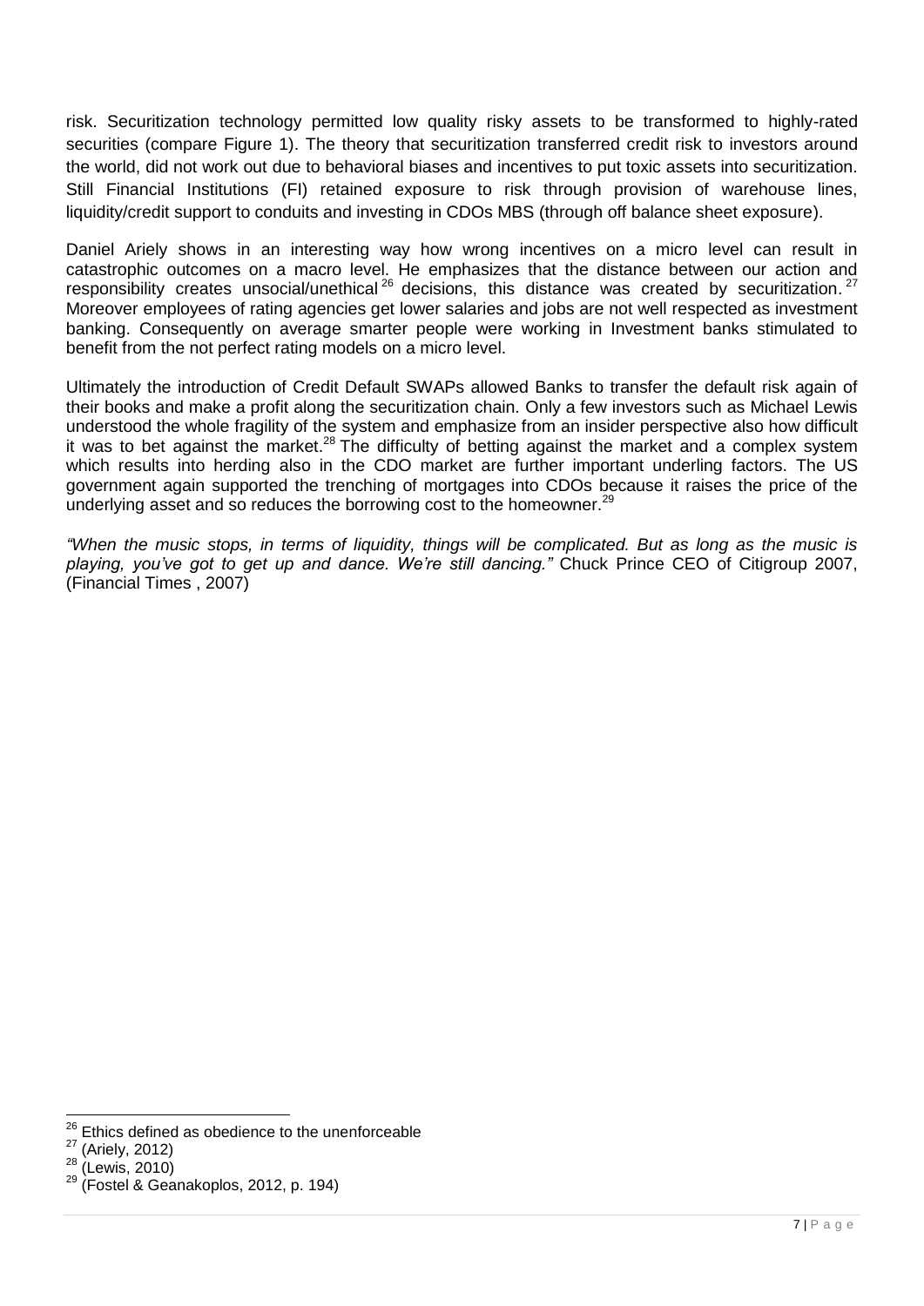risk. Securitization technology permitted low quality risky assets to be transformed to highly-rated securities (compare Figure 1). The theory that securitization transferred credit risk to investors around the world, did not work out due to behavioral biases and incentives to put toxic assets into securitization. Still Financial Institutions (FI) retained exposure to risk through provision of warehouse lines, liquidity/credit support to conduits and investing in CDOs MBS (through off balance sheet exposure).

Daniel Ariely shows in an interesting way how wrong incentives on a micro level can result in catastrophic outcomes on a macro level. He emphasizes that the distance between our action and responsibility creates unsocial/unethical [26] decisions, this distance was created by securitization. [27] Moreover employees of rating agencies get lower salaries and jobs are not well respected as investment banking. Consequently on average smarter people were working in Investment banks stimulated to benefit from the not perfect rating models on a micro level.

Ultimately the introduction of Credit Default SWAPs allowed Banks to transfer the default risk again of their books and make a profit along the securitization chain. Only a few investors such as Michael Lewis understood the whole fragility of the system and emphasize from an insider perspective also how difficult it was to bet against the market.[28] The difficulty of betting against the market and a complex system which results into herding also in the CDO market are further important underling factors. The US government again supported the trenching of mortgages into CDOs because it raises the price of the underlying asset and so reduces the borrowing cost to the homeowner.[29]

*"When the music stops, in terms of liquidity, things will be complicated. But as long as the music is playing, you've got to get up and dance. We're still dancing."* Chuck Prince CEO of Citigroup 2007, (Financial Times , 2007)

---

[26] Ethics defined as obedience to the unenforceable

[27] (Ariely, 2012)

[28] (Lewis, 2010)

[29] (Fostel & Geanakoplos, 2012, p. 194)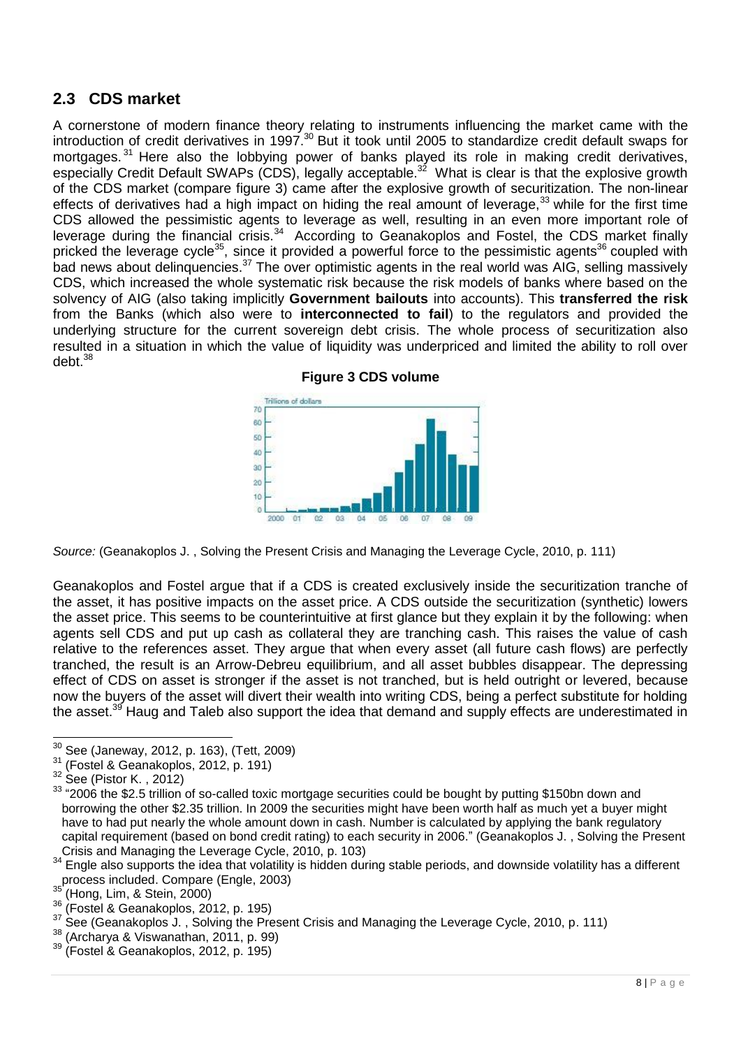## 2.3 CDS market

A cornerstone of modern finance theory relating to instruments influencing the market came with the introduction of credit derivatives in 1997.[30] But it took until 2005 to standardize credit default swaps for mortgages.[31] Here also the lobbying power of banks played its role in making credit derivatives, especially Credit Default SWAPs (CDS), legally acceptable.[32] What is clear is that the explosive growth of the CDS market (compare figure 3) came after the explosive growth of securitization. The non-linear effects of derivatives had a high impact on hiding the real amount of leverage,[33] while for the first time CDS allowed the pessimistic agents to leverage as well, resulting in an even more important role of leverage during the financial crisis.[34] According to Geanakoplos and Fostel, the CDS market finally pricked the leverage cycle[35], since it provided a powerful force to the pessimistic agents[36] coupled with bad news about delinquencies.[37] The over optimistic agents in the real world was AIG, selling massively CDS, which increased the whole systematic risk because the risk models of banks where based on the solvency of AIG (also taking implicitly **Government bailouts** into accounts). This **transferred the risk** from the Banks (which also were to **interconnected to fail**) to the regulators and provided the underlying structure for the current sovereign debt crisis. The whole process of securitization also resulted in a situation in which the value of liquidity was underpriced and limited the ability to roll over debt.[38]

**Figure 3 CDS volume**

*Source:* (Geanakoplos J. , Solving the Present Crisis and Managing the Leverage Cycle, 2010, p. 111)

Geanakoplos and Fostel argue that if a CDS is created exclusively inside the securitization tranche of the asset, it has positive impacts on the asset price. A CDS outside the securitization (synthetic) lowers the asset price. This seems to be counterintuitive at first glance but they explain it by the following: when agents sell CDS and put up cash as collateral they are tranching cash. This raises the value of cash relative to the references asset. They argue that when every asset (all future cash flows) are perfectly tranched, the result is an Arrow-Debreu equilibrium, and all asset bubbles disappear. The depressing effect of CDS on asset is stronger if the asset is not tranched, but is held outright or levered, because now the buyers of the asset will divert their wealth into writing CDS, being a perfect substitute for holding the asset.[39] Haug and Taleb also support the idea that demand and supply effects are underestimated in

---

[30] See (Janeway, 2012, p. 163), (Tett, 2009)

[31] (Fostel & Geanakoplos, 2012, p. 191)

[32] See (Pistor K. , 2012)

[33] "2006 the $2.5 trillion of so-called toxic mortgage securities could be bought by putting $150bn down and borrowing the other $2.35 trillion. In 2009 the securities might have been worth half as much yet a buyer might have to had put nearly the whole amount down in cash. Number is calculated by applying the bank regulatory capital requirement (based on bond credit rating) to each security in 2006." (Geanakoplos J. , Solving the Present Crisis and Managing the Leverage Cycle, 2010, p. 103)

[34] Engle also supports the idea that volatility is hidden during stable periods, and downside volatility has a different process included. Compare (Engle, 2003)

[35] (Hong, Lim, & Stein, 2000)

[36] (Fostel & Geanakoplos, 2012, p. 195)

[37] See (Geanakoplos J. , Solving the Present Crisis and Managing the Leverage Cycle, 2010, p. 111)

[38] (Archarya & Viswanathan, 2011, p. 99)

[39] (Fostel & Geanakoplos, 2012, p. 195)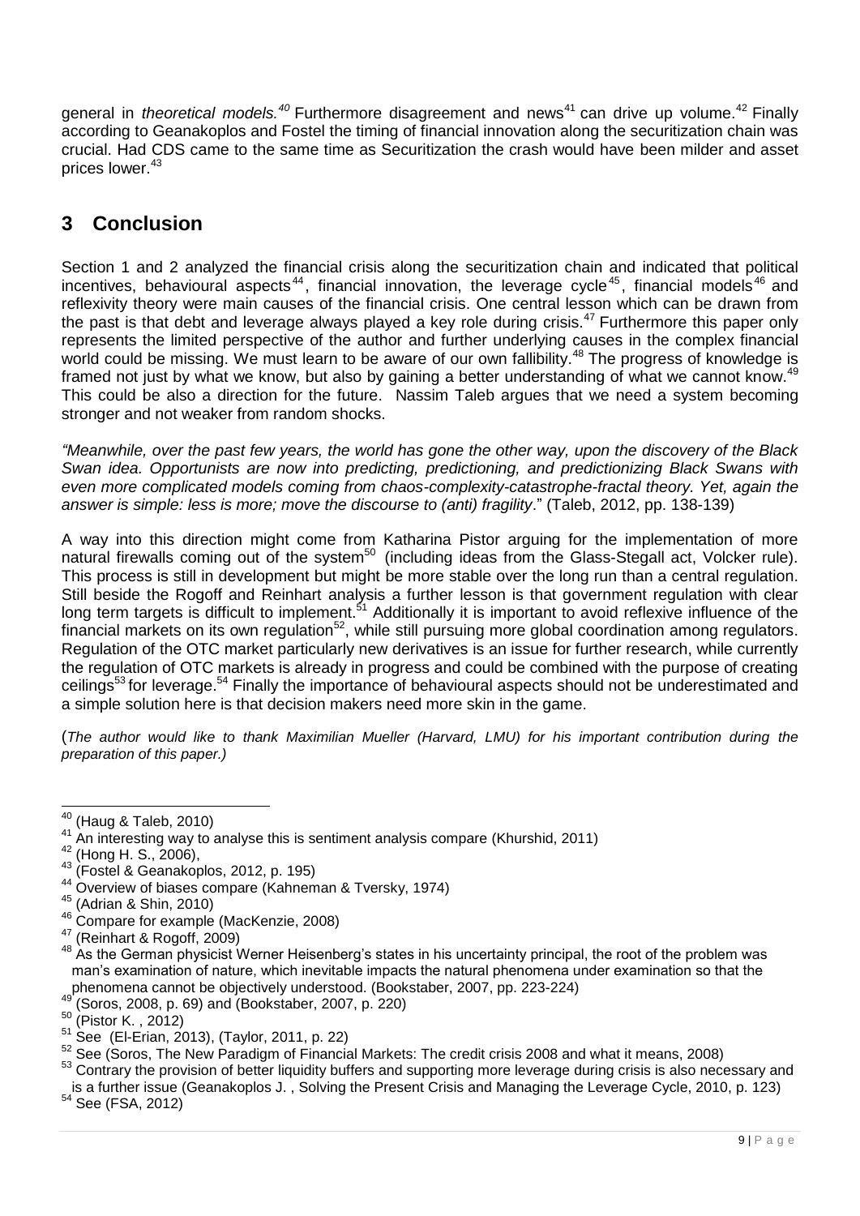general in *theoretical models.*[40] Furthermore disagreement and news[41] can drive up volume.[42] Finally according to Geanakoplos and Fostel the timing of financial innovation along the securitization chain was crucial. Had CDS came to the same time as Securitization the crash would have been milder and asset prices lower.[43]

## 3 Conclusion

Section 1 and 2 analyzed the financial crisis along the securitization chain and indicated that political incentives, behavioural aspects[44], financial innovation, the leverage cycle[45], financial models[46] and reflexivity theory were main causes of the financial crisis. One central lesson which can be drawn from the past is that debt and leverage always played a key role during crisis.[47] Furthermore this paper only represents the limited perspective of the author and further underlying causes in the complex financial world could be missing. We must learn to be aware of our own fallibility.[48] The progress of knowledge is framed not just by what we know, but also by gaining a better understanding of what we cannot know.[49] This could be also a direction for the future. Nassim Taleb argues that we need a system becoming stronger and not weaker from random shocks.

*"Meanwhile, over the past few years, the world has gone the other way, upon the discovery of the Black Swan idea. Opportunists are now into predicting, predictioning, and predictionizing Black Swans with even more complicated models coming from chaos-complexity-catastrophe-fractal theory. Yet, again the answer is simple: less is more; move the discourse to (anti) fragility*." (Taleb, 2012, pp. 138-139)

A way into this direction might come from Katharina Pistor arguing for the implementation of more natural firewalls coming out of the system[50] (including ideas from the Glass-Stegall act, Volcker rule). This process is still in development but might be more stable over the long run than a central regulation. Still beside the Rogoff and Reinhart analysis a further lesson is that government regulation with clear long term targets is difficult to implement.[51] Additionally it is important to avoid reflexive influence of the financial markets on its own regulation[52], while still pursuing more global coordination among regulators. Regulation of the OTC market particularly new derivatives is an issue for further research, while currently the regulation of OTC markets is already in progress and could be combined with the purpose of creating ceilings[53] for leverage.[54] Finally the importance of behavioural aspects should not be underestimated and a simple solution here is that decision makers need more skin in the game.

(*The author would like to thank Maximilian Mueller (Harvard, LMU) for his important contribution during the preparation of this paper.)*

---

[40] (Haug & Taleb, 2010)

[41] An interesting way to analyse this is sentiment analysis compare (Khurshid, 2011)

[42] (Hong H. S., 2006),

[43] (Fostel & Geanakoplos, 2012, p. 195)

[44] Overview of biases compare (Kahneman & Tversky, 1974)

[45] (Adrian & Shin, 2010)

[46] Compare for example (MacKenzie, 2008)

[47] (Reinhart & Rogoff, 2009)

[48] As the German physicist Werner Heisenberg's states in his uncertainty principal, the root of the problem was man's examination of nature, which inevitable impacts the natural phenomena under examination so that the phenomena cannot be objectively understood. (Bookstaber, 2007, pp. 223-224)

[49] (Soros, 2008, p. 69) and (Bookstaber, 2007, p. 220)

[50] (Pistor K. , 2012)

[51] See (El-Erian, 2013), (Taylor, 2011, p. 22)

[52] See (Soros, The New Paradigm of Financial Markets: The credit crisis 2008 and what it means, 2008)

[53] Contrary the provision of better liquidity buffers and supporting more leverage during crisis is also necessary and is a further issue (Geanakoplos J. , Solving the Present Crisis and Managing the Leverage Cycle, 2010, p. 123)

[54] See (FSA, 2012)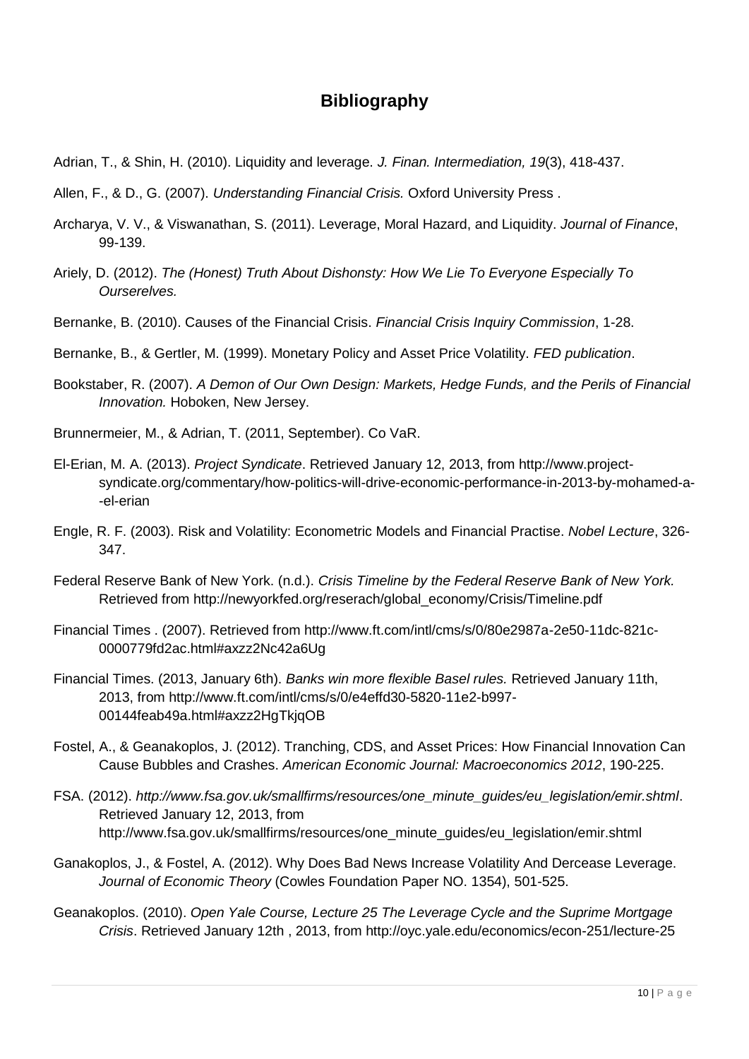## Bibliography

Adrian, T., & Shin, H. (2010). Liquidity and leverage. *J. Finan. Intermediation, 19*(3), 418-437.

Allen, F., & D., G. (2007). *Understanding Financial Crisis.* Oxford University Press .

Archarya, V. V., & Viswanathan, S. (2011). Leverage, Moral Hazard, and Liquidity. *Journal of Finance*, 99-139.

Ariely, D. (2012). *The (Honest) Truth About Dishonsty: How We Lie To Everyone Especially To Ourserelves.*

Bernanke, B. (2010). Causes of the Financial Crisis. *Financial Crisis Inquiry Commission*, 1-28.

Bernanke, B., & Gertler, M. (1999). Monetary Policy and Asset Price Volatility. *FED publication*.

Bookstaber, R. (2007). *A Demon of Our Own Design: Markets, Hedge Funds, and the Perils of Financial Innovation.* Hoboken, New Jersey.

Brunnermeier, M., & Adrian, T. (2011, September). Co VaR.

El-Erian, M. A. (2013). *Project Syndicate*. Retrieved January 12, 2013, from http://www.project-syndicate.org/commentary/how-politics-will-drive-economic-performance-in-2013-by-mohamed-a--el-erian

Engle, R. F. (2003). Risk and Volatility: Econometric Models and Financial Practise. *Nobel Lecture*, 326-347.

Federal Reserve Bank of New York. (n.d.). *Crisis Timeline by the Federal Reserve Bank of New York.* Retrieved from http://newyorkfed.org/reserach/global_economy/Crisis/Timeline.pdf

Financial Times . (2007). Retrieved from http://www.ft.com/intl/cms/s/0/80e2987a-2e50-11dc-821c-0000779fd2ac.html#axzz2Nc42a6Ug

Financial Times. (2013, January 6th). *Banks win more flexible Basel rules.* Retrieved January 11th, 2013, from http://www.ft.com/intl/cms/s/0/e4effd30-5820-11e2-b997-00144feab49a.html#axzz2HgTkjqOB

Fostel, A., & Geanakoplos, J. (2012). Tranching, CDS, and Asset Prices: How Financial Innovation Can Cause Bubbles and Crashes. *American Economic Journal: Macroeconomics 2012*, 190-225.

FSA. (2012). *http://www.fsa.gov.uk/smallfirms/resources/one_minute_guides/eu_legislation/emir.shtml*. Retrieved January 12, 2013, from http://www.fsa.gov.uk/smallfirms/resources/one_minute_guides/eu_legislation/emir.shtml

Ganakoplos, J., & Fostel, A. (2012). Why Does Bad News Increase Volatility And Dercease Leverage. *Journal of Economic Theory* (Cowles Foundation Paper NO. 1354), 501-525.

Geanakoplos. (2010). *Open Yale Course, Lecture 25 The Leverage Cycle and the Suprime Mortgage Crisis*. Retrieved January 12th , 2013, from http://oyc.yale.edu/economics/econ-251/lecture-25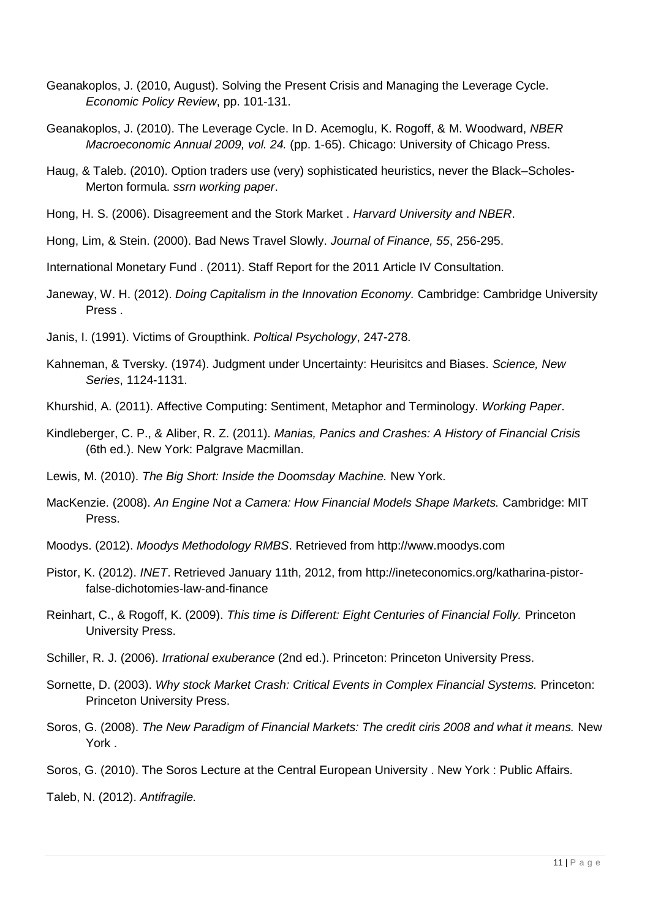Geanakoplos, J. (2010, August). Solving the Present Crisis and Managing the Leverage Cycle. *Economic Policy Review*, pp. 101-131.

Geanakoplos, J. (2010). The Leverage Cycle. In D. Acemoglu, K. Rogoff, & M. Woodward, *NBER Macroeconomic Annual 2009, vol. 24.* (pp. 1-65). Chicago: University of Chicago Press.

Haug, & Taleb. (2010). Option traders use (very) sophisticated heuristics, never the Black–Scholes-Merton formula. *ssrn working paper*.

Hong, H. S. (2006). Disagreement and the Stork Market . *Harvard University and NBER*.

Hong, Lim, & Stein. (2000). Bad News Travel Slowly. *Journal of Finance, 55*, 256-295.

International Monetary Fund . (2011). Staff Report for the 2011 Article IV Consultation.

Janeway, W. H. (2012). *Doing Capitalism in the Innovation Economy.* Cambridge: Cambridge University Press .

Janis, I. (1991). Victims of Groupthink. *Poltical Psychology*, 247-278.

Kahneman, & Tversky. (1974). Judgment under Uncertainty: Heurisitcs and Biases. *Science, New Series*, 1124-1131.

Khurshid, A. (2011). Affective Computing: Sentiment, Metaphor and Terminology. *Working Paper*.

Kindleberger, C. P., & Aliber, R. Z. (2011). *Manias, Panics and Crashes: A History of Financial Crisis* (6th ed.). New York: Palgrave Macmillan.

Lewis, M. (2010). *The Big Short: Inside the Doomsday Machine.* New York.

MacKenzie. (2008). *An Engine Not a Camera: How Financial Models Shape Markets.* Cambridge: MIT Press.

Moodys. (2012). *Moodys Methodology RMBS*. Retrieved from http://www.moodys.com

Pistor, K. (2012). *INET*. Retrieved January 11th, 2012, from http://ineteconomics.org/katharina-pistor-false-dichotomies-law-and-finance

Reinhart, C., & Rogoff, K. (2009). *This time is Different: Eight Centuries of Financial Folly.* Princeton University Press.

Schiller, R. J. (2006). *Irrational exuberance* (2nd ed.). Princeton: Princeton University Press.

Sornette, D. (2003). *Why stock Market Crash: Critical Events in Complex Financial Systems.* Princeton: Princeton University Press.

Soros, G. (2008). *The New Paradigm of Financial Markets: The credit ciris 2008 and what it means.* New York .

Soros, G. (2010). The Soros Lecture at the Central European University . New York : Public Affairs.

Taleb, N. (2012). *Antifragile.*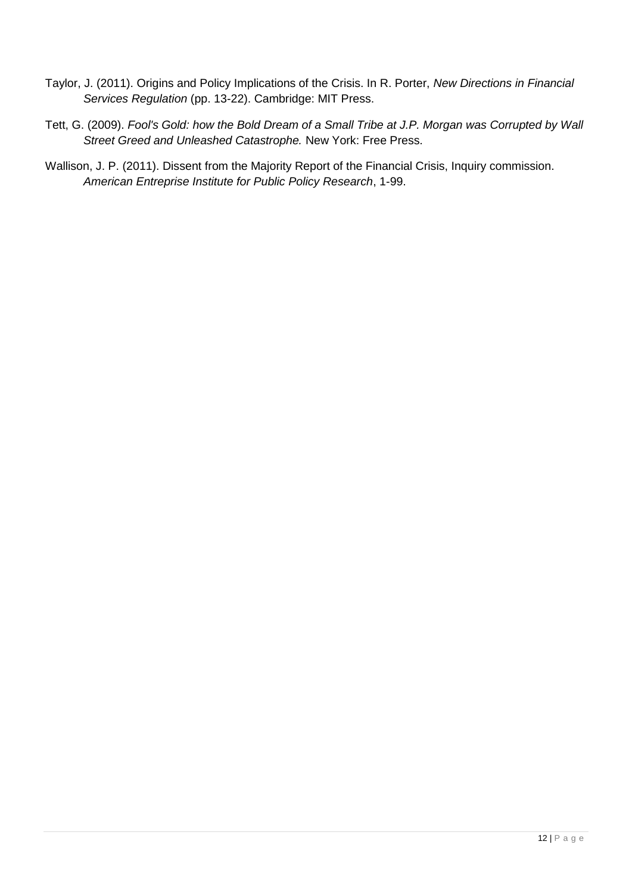Taylor, J. (2011). Origins and Policy Implications of the Crisis. In R. Porter, *New Directions in Financial Services Regulation* (pp. 13-22). Cambridge: MIT Press.

Tett, G. (2009). *Fool's Gold: how the Bold Dream of a Small Tribe at J.P. Morgan was Corrupted by Wall Street Greed and Unleashed Catastrophe.* New York: Free Press.

Wallison, J. P. (2011). Dissent from the Majority Report of the Financial Crisis, Inquiry commission. *American Entreprise Institute for Public Policy Research*, 1-99.